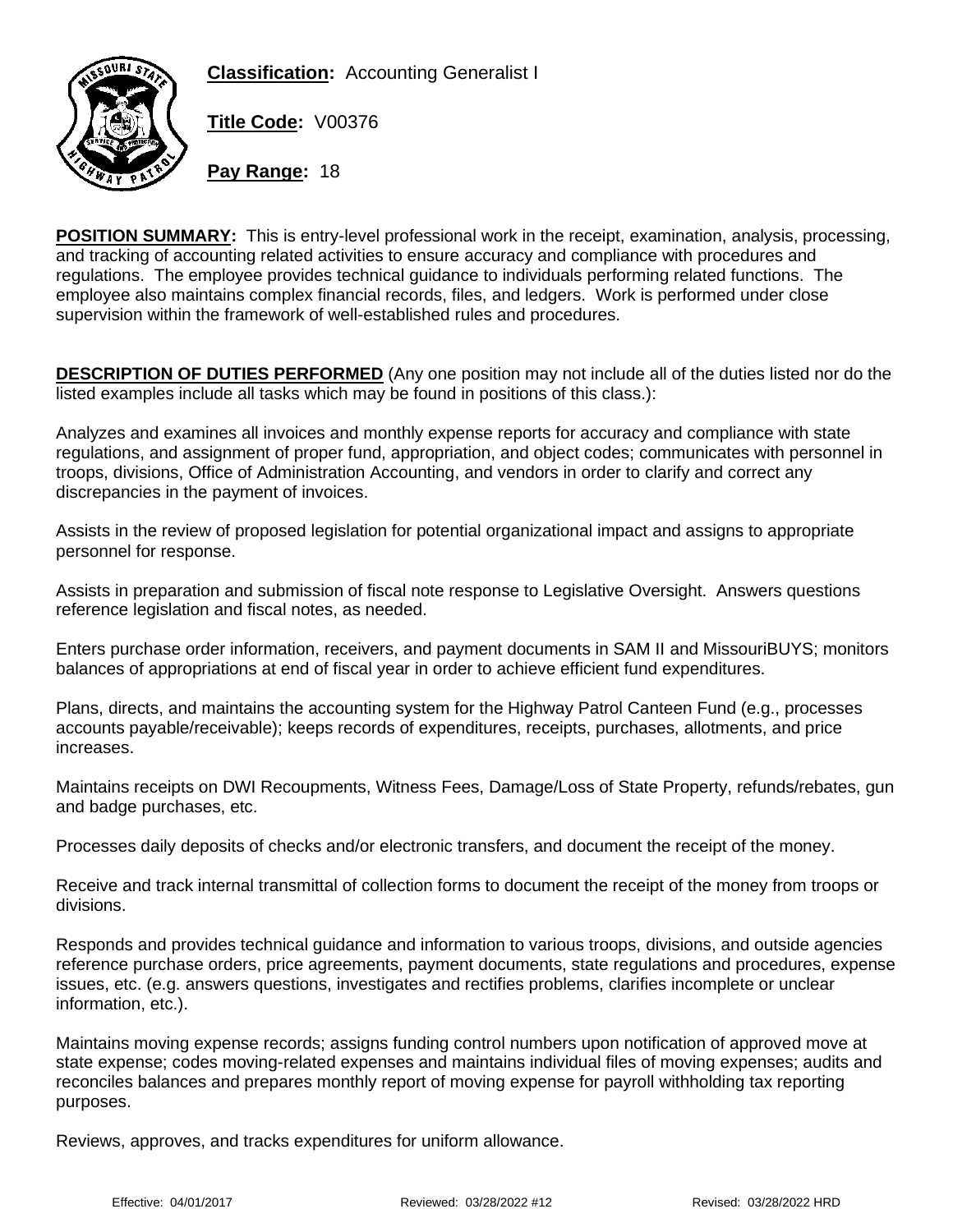**Classification:** Accounting Generalist I

**Title Code:** V00376

**Pay Range:** 18

**POSITION SUMMARY:** This is entry-level professional work in the receipt, examination, analysis, processing, and tracking of accounting related activities to ensure accuracy and compliance with procedures and regulations. The employee provides technical guidance to individuals performing related functions. The employee also maintains complex financial records, files, and ledgers. Work is performed under close supervision within the framework of well-established rules and procedures.

**DESCRIPTION OF DUTIES PERFORMED** (Any one position may not include all of the duties listed nor do the listed examples include all tasks which may be found in positions of this class.):

Analyzes and examines all invoices and monthly expense reports for accuracy and compliance with state regulations, and assignment of proper fund, appropriation, and object codes; communicates with personnel in troops, divisions, Office of Administration Accounting, and vendors in order to clarify and correct any discrepancies in the payment of invoices.

Assists in the review of proposed legislation for potential organizational impact and assigns to appropriate personnel for response.

Assists in preparation and submission of fiscal note response to Legislative Oversight. Answers questions reference legislation and fiscal notes, as needed.

Enters purchase order information, receivers, and payment documents in SAM II and MissouriBUYS; monitors balances of appropriations at end of fiscal year in order to achieve efficient fund expenditures.

Plans, directs, and maintains the accounting system for the Highway Patrol Canteen Fund (e.g., processes accounts payable/receivable); keeps records of expenditures, receipts, purchases, allotments, and price increases.

Maintains receipts on DWI Recoupments, Witness Fees, Damage/Loss of State Property, refunds/rebates, gun and badge purchases, etc.

Processes daily deposits of checks and/or electronic transfers, and document the receipt of the money.

Receive and track internal transmittal of collection forms to document the receipt of the money from troops or divisions.

Responds and provides technical guidance and information to various troops, divisions, and outside agencies reference purchase orders, price agreements, payment documents, state regulations and procedures, expense issues, etc. (e.g. answers questions, investigates and rectifies problems, clarifies incomplete or unclear information, etc.).

Maintains moving expense records; assigns funding control numbers upon notification of approved move at state expense; codes moving-related expenses and maintains individual files of moving expenses; audits and reconciles balances and prepares monthly report of moving expense for payroll withholding tax reporting purposes.

Reviews, approves, and tracks expenditures for uniform allowance.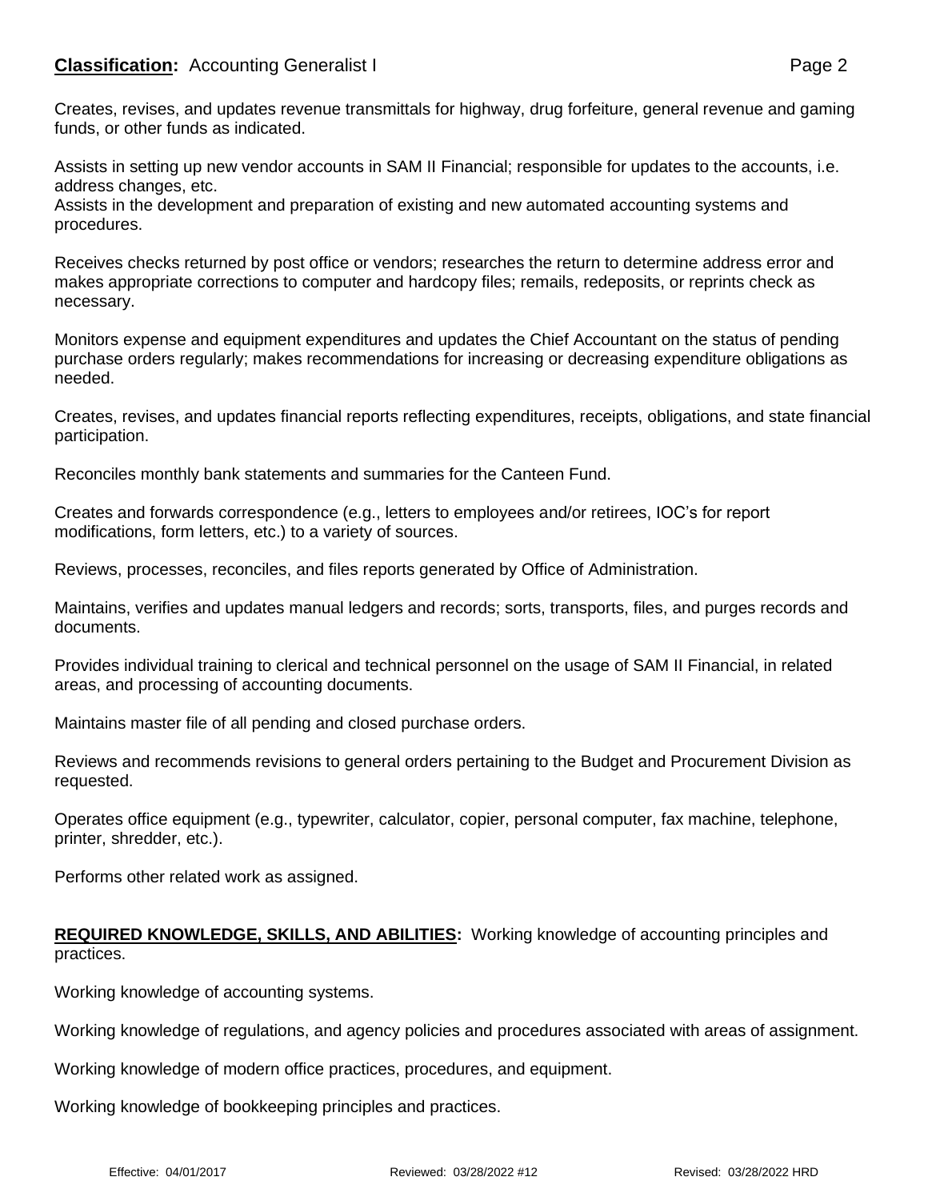Creates, revises, and updates revenue transmittals for highway, drug forfeiture, general revenue and gaming funds, or other funds as indicated.

Assists in setting up new vendor accounts in SAM II Financial; responsible for updates to the accounts, i.e. address changes, etc.
Assists in the development and preparation of existing and new automated accounting systems and procedures.

Receives checks returned by post office or vendors; researches the return to determine address error and makes appropriate corrections to computer and hardcopy files; remails, redeposits, or reprints check as necessary.

Monitors expense and equipment expenditures and updates the Chief Accountant on the status of pending purchase orders regularly; makes recommendations for increasing or decreasing expenditure obligations as needed.

Creates, revises, and updates financial reports reflecting expenditures, receipts, obligations, and state financial participation.

Reconciles monthly bank statements and summaries for the Canteen Fund.

Creates and forwards correspondence (e.g., letters to employees and/or retirees, IOC's for report modifications, form letters, etc.) to a variety of sources.

Reviews, processes, reconciles, and files reports generated by Office of Administration.

Maintains, verifies and updates manual ledgers and records; sorts, transports, files, and purges records and documents.

Provides individual training to clerical and technical personnel on the usage of SAM II Financial, in related areas, and processing of accounting documents.

Maintains master file of all pending and closed purchase orders.

Reviews and recommends revisions to general orders pertaining to the Budget and Procurement Division as requested.

Operates office equipment (e.g., typewriter, calculator, copier, personal computer, fax machine, telephone, printer, shredder, etc.).

Performs other related work as assigned.

**REQUIRED KNOWLEDGE, SKILLS, AND ABILITIES:** Working knowledge of accounting principles and practices.

Working knowledge of accounting systems.

Working knowledge of regulations, and agency policies and procedures associated with areas of assignment.

Working knowledge of modern office practices, procedures, and equipment.

Working knowledge of bookkeeping principles and practices.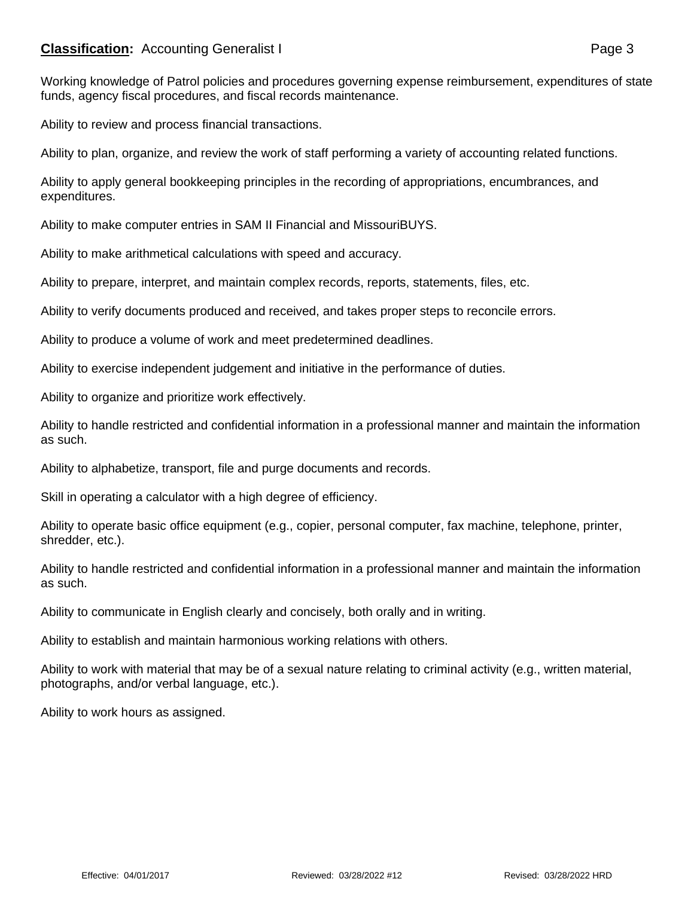Working knowledge of Patrol policies and procedures governing expense reimbursement, expenditures of state funds, agency fiscal procedures, and fiscal records maintenance.

Ability to review and process financial transactions.

Ability to plan, organize, and review the work of staff performing a variety of accounting related functions.

Ability to apply general bookkeeping principles in the recording of appropriations, encumbrances, and expenditures.

Ability to make computer entries in SAM II Financial and MissouriBUYS.

Ability to make arithmetical calculations with speed and accuracy.

Ability to prepare, interpret, and maintain complex records, reports, statements, files, etc.

Ability to verify documents produced and received, and takes proper steps to reconcile errors.

Ability to produce a volume of work and meet predetermined deadlines.

Ability to exercise independent judgement and initiative in the performance of duties.

Ability to organize and prioritize work effectively.

Ability to handle restricted and confidential information in a professional manner and maintain the information as such.

Ability to alphabetize, transport, file and purge documents and records.

Skill in operating a calculator with a high degree of efficiency.

Ability to operate basic office equipment (e.g., copier, personal computer, fax machine, telephone, printer, shredder, etc.).

Ability to handle restricted and confidential information in a professional manner and maintain the information as such.

Ability to communicate in English clearly and concisely, both orally and in writing.

Ability to establish and maintain harmonious working relations with others.

Ability to work with material that may be of a sexual nature relating to criminal activity (e.g., written material, photographs, and/or verbal language, etc.).

Ability to work hours as assigned.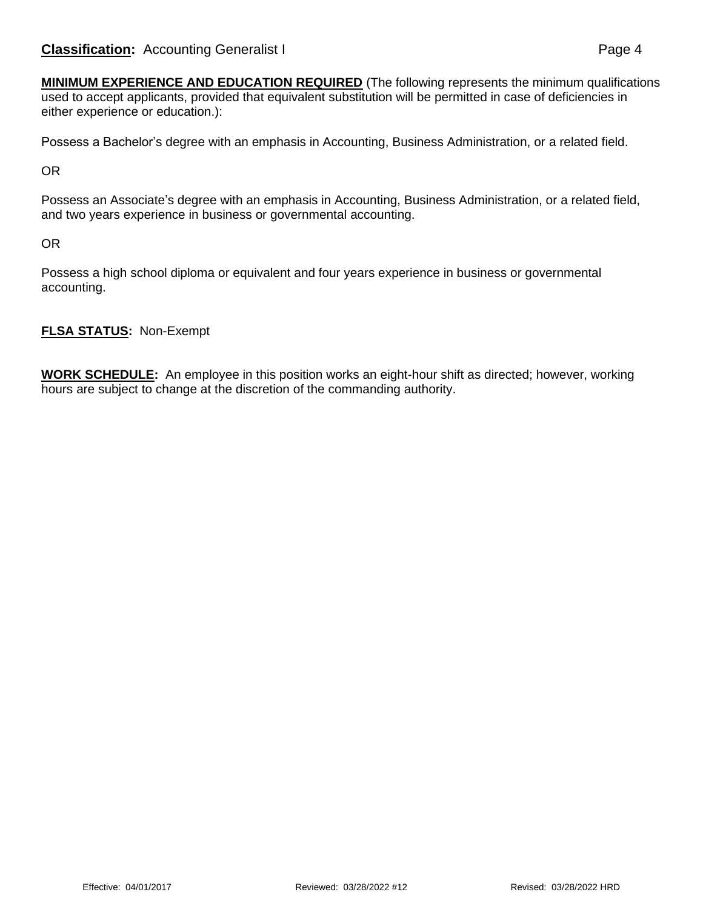**MINIMUM EXPERIENCE AND EDUCATION REQUIRED** (The following represents the minimum qualifications used to accept applicants, provided that equivalent substitution will be permitted in case of deficiencies in either experience or education.):

Possess a Bachelor's degree with an emphasis in Accounting, Business Administration, or a related field.

OR

Possess an Associate's degree with an emphasis in Accounting, Business Administration, or a related field, and two years experience in business or governmental accounting.

OR

Possess a high school diploma or equivalent and four years experience in business or governmental accounting.

**FLSA STATUS:** Non-Exempt

**WORK SCHEDULE:** An employee in this position works an eight-hour shift as directed; however, working hours are subject to change at the discretion of the commanding authority.

Effective: 04/01/2017 Reviewed: 03/28/2022 #12 Revised: 03/28/2022 HRD